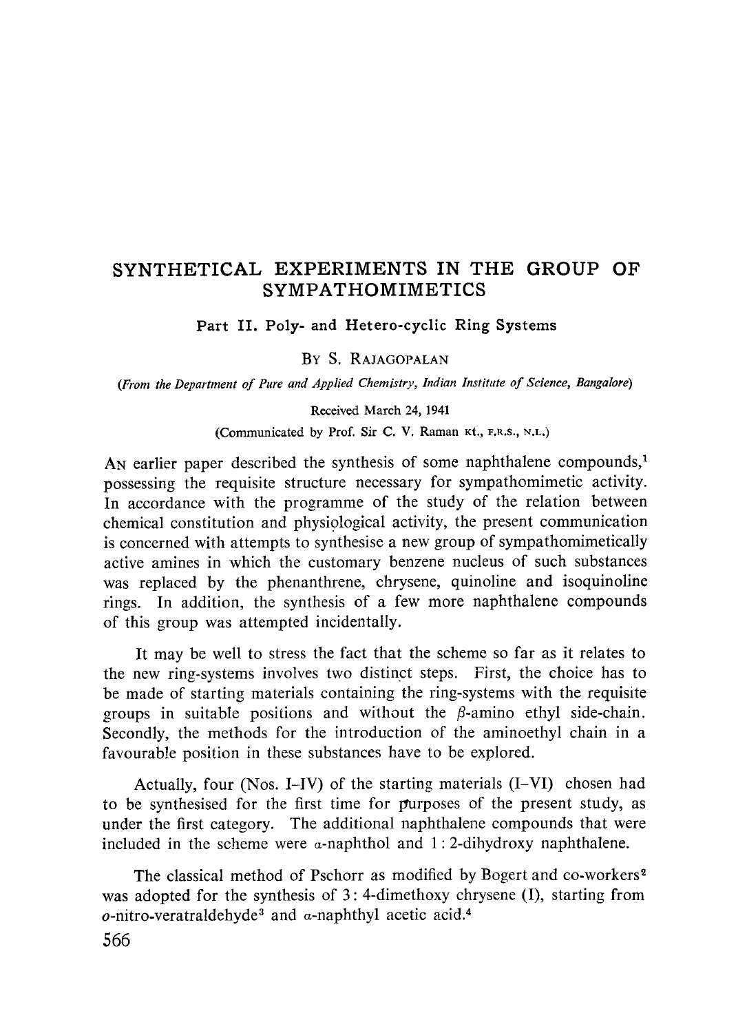# SYNTHETICAL EXPERIMENTS IN THE GROUP OF SYMPATHOMIMETICS

## Part II. Poly- and Hetero-cyclic Ring Systems

BY S. RAJAGOPALAN

*(From the Department of Pure and Applied Chemistry, Indian Institute of Science, Bangalore)*

Received March 24, 1941

(Communicated by Prof. Sir C. V. Raman Kt., F.R.S., N.L.)

AN earlier paper described the synthesis of some naphthalene compounds,[1] possessing the requisite structure necessary for sympathomimetic activity. In accordance with the programme of the study of the relation between chemical constitution and physiological activity, the present communication is concerned with attempts to synthesise a new group of sympathomimetically active amines in which the customary benzene nucleus of such substances was replaced by the phenanthrene, chrysene, quinoline and isoquinoline rings. In addition, the synthesis of a few more naphthalene compounds of this group was attempted incidentally.

It may be well to stress the fact that the scheme so far as it relates to the new ring-systems involves two distinct steps. First, the choice has to be made of starting materials containing the ring-systems with the requisite groups in suitable positions and without the $\beta$-amino ethyl side-chain. Secondly, the methods for the introduction of the aminoethyl chain in a favourable position in these substances have to be explored.

Actually, four (Nos. I–IV) of the starting materials (I–VI) chosen had to be synthesised for the first time for purposes of the present study, as under the first category. The additional naphthalene compounds that were included in the scheme were $\alpha$-naphthol and 1 : 2-dihydroxy naphthalene.

The classical method of Pschorr as modified by Bogert and co-workers[2] was adopted for the synthesis of 3 : 4-dimethoxy chrysene (I), starting from *o*-nitro-veratraldehyde[3] and $\alpha$-naphthyl acetic acid.[4]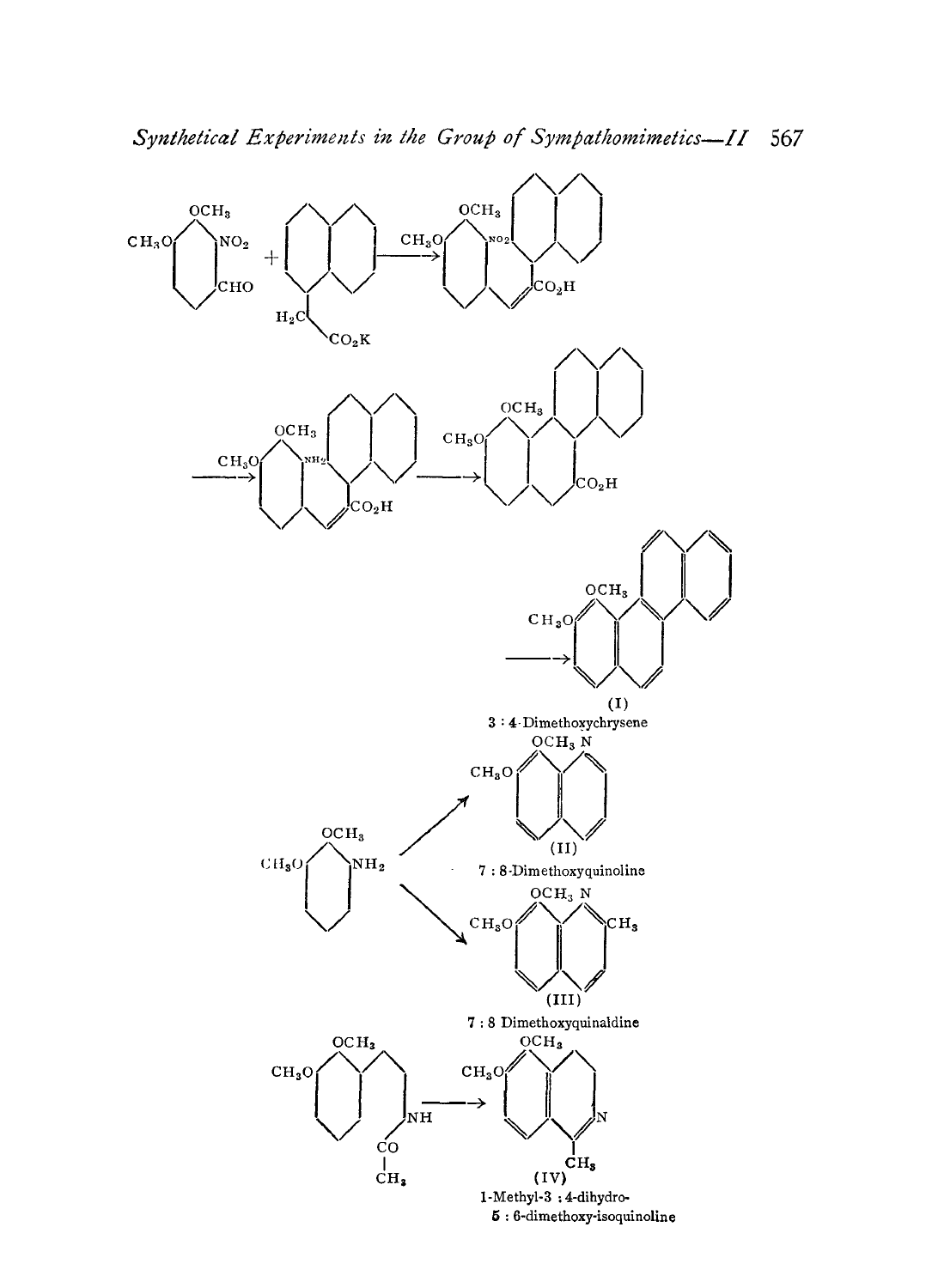(I)
3 : 4-Dimethoxychrysene

(II)
7 : 8-Dimethoxyquinoline

(III)
7 : 8 Dimethoxyquinaldine

(IV)
1-Methyl-3 : 4-dihydro-
5 : 6-dimethoxy-isoquinoline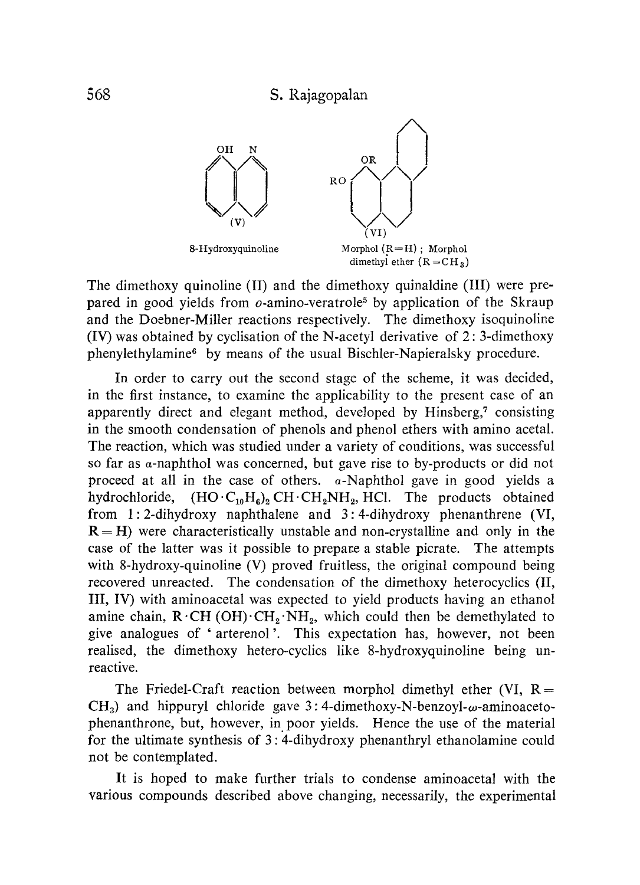(V)

8-Hydroxyquinoline

(VI)

Morphol (R = H) ; Morphol dimethyl ether (R = $CH_3$)

The dimethoxy quinoline (II) and the dimethoxy quinaldine (III) were prepared in good yields from *o*-amino-veratrole[5] by application of the Skraup and the Doebner-Miller reactions respectively. The dimethoxy isoquinoline (IV) was obtained by cyclisation of the N-acetyl derivative of 2 : 3-dimethoxy phenylethylamine[6] by means of the usual Bischler-Napieralsky procedure.

In order to carry out the second stage of the scheme, it was decided, in the first instance, to examine the applicability to the present case of an apparently direct and elegant method, developed by Hinsberg,[7] consisting in the smooth condensation of phenols and phenol ethers with amino acetal. The reaction, which was studied under a variety of conditions, was successful so far as α-naphthol was concerned, but gave rise to by-products or did not proceed at all in the case of others. α-Naphthol gave in good yields a hydrochloride, $(HO \cdot C_{10}H_6)_2 CH \cdot CH_2NH_2, HCl$. The products obtained from 1 : 2-dihydroxy naphthalene and 3 : 4-dihydroxy phenanthrene (VI, R = H) were characteristically unstable and non-crystalline and only in the case of the latter was it possible to prepare a stable picrate. The attempts with 8-hydroxy-quinoline (V) proved fruitless, the original compound being recovered unreacted. The condensation of the dimethoxy heterocyclics (II, III, IV) with aminoacetal was expected to yield products having an ethanol amine chain, $R \cdot CH(OH) \cdot CH_2 \cdot NH_2$, which could then be demethylated to give analogues of 'arterenol'. This expectation has, however, not been realised, the dimethoxy hetero-cyclics like 8-hydroxyquinoline being unreactive.

The Friedel-Craft reaction between morphol dimethyl ether (VI, R = $CH_3$) and hippuryl chloride gave 3 : 4-dimethoxy-N-benzoyl-ω-aminoaceto-phenanthrone, but, however, in poor yields. Hence the use of the material for the ultimate synthesis of 3 : 4-dihydroxy phenanthryl ethanolamine could not be contemplated.

It is hoped to make further trials to condense aminoacetal with the various compounds described above changing, necessarily, the experimental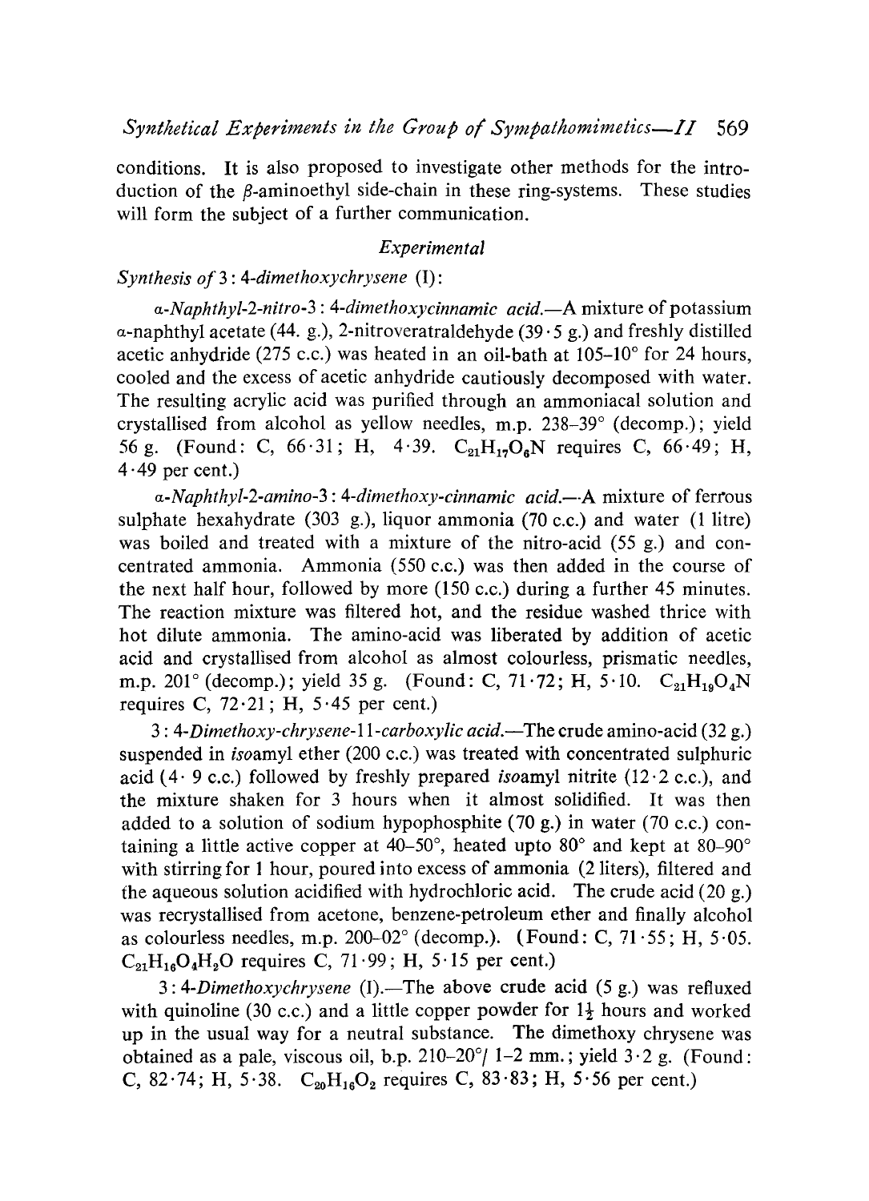conditions. It is also proposed to investigate other methods for the introduction of the $\beta$-aminoethyl side-chain in these ring-systems. These studies will form the subject of a further communication.

## *Experimental*

*Synthesis of* 3 : 4-*dimethoxychrysene* (I):

*α-Naphthyl-2-nitro-*3 : 4-*dimethoxycinnamic acid*.—A mixture of potassium α-naphthyl acetate (44. g.), 2-nitroveratraldehyde (39·5 g.) and freshly distilled acetic anhydride (275 c.c.) was heated in an oil-bath at 105–10° for 24 hours, cooled and the excess of acetic anhydride cautiously decomposed with water. The resulting acrylic acid was purified through an ammoniacal solution and crystallised from alcohol as yellow needles, m.p. 238–39° (decomp.); yield 56 g. (Found: C, 66·31; H, 4·39. $C_{21}H_{17}O_6N$ requires C, 66·49; H, 4·49 per cent.)

*α-Naphthyl-2-amino-*3 : 4-*dimethoxy-cinnamic acid*.—A mixture of ferrous sulphate hexahydrate (303 g.), liquor ammonia (70 c.c.) and water (1 litre) was boiled and treated with a mixture of the nitro-acid (55 g.) and concentrated ammonia. Ammonia (550 c.c.) was then added in the course of the next half hour, followed by more (150 c.c.) during a further 45 minutes. The reaction mixture was filtered hot, and the residue washed thrice with hot dilute ammonia. The amino-acid was liberated by addition of acetic acid and crystallised from alcohol as almost colourless, prismatic needles, m.p. 201° (decomp.); yield 35 g. (Found: C, 71·72; H, 5·10. $C_{21}H_{19}O_4N$ requires C, 72·21; H, 5·45 per cent.)

3 : 4-*Dimethoxy-chrysene-*11-*carboxylic acid*.—The crude amino-acid (32 g.) suspended in *iso*amyl ether (200 c.c.) was treated with concentrated sulphuric acid (4· 9 c.c.) followed by freshly prepared *iso*amyl nitrite (12·2 c.c.), and the mixture shaken for 3 hours when it almost solidified. It was then added to a solution of sodium hypophosphite (70 g.) in water (70 c.c.) containing a little active copper at 40–50°, heated upto 80° and kept at 80–90° with stirring for 1 hour, poured into excess of ammonia (2 liters), filtered and the aqueous solution acidified with hydrochloric acid. The crude acid (20 g.) was recrystallised from acetone, benzene-petroleum ether and finally alcohol as colourless needles, m.p. 200–02° (decomp.). (Found: C, 71·55; H, 5·05. $C_{21}H_{16}O_4H_2O$ requires C, 71·99; H, 5·15 per cent.)

3 : 4-*Dimethoxychrysene* (I).—The above crude acid (5 g.) was refluxed with quinoline (30 c.c.) and a little copper powder for $1\frac{1}{2}$ hours and worked up in the usual way for a neutral substance. The dimethoxy chrysene was obtained as a pale, viscous oil, b.p. 210–20°/ 1–2 mm.; yield 3·2 g. (Found: C, 82·74; H, 5·38. $C_{20}H_{16}O_2$ requires C, 83·83; H, 5·56 per cent.)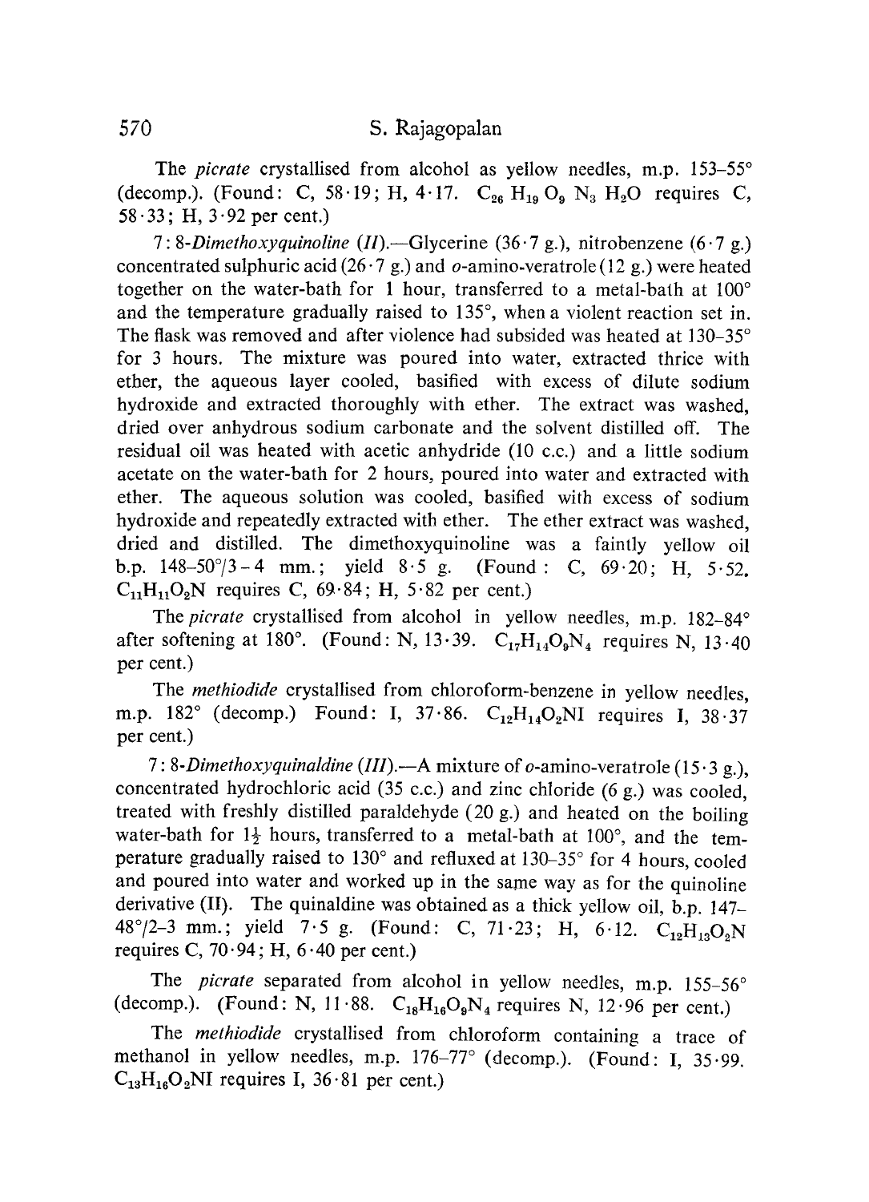The *picrate* crystallised from alcohol as yellow needles, m.p. 153–55° (decomp.). (Found: C, 58·19; H, 4·17. $C_{26}H_{19}O_9N_3H_2O$ requires C, 58·33; H, 3·92 per cent.)

7:8-*Dimethoxyquinoline* (*II*).—Glycerine (36·7 g.), nitrobenzene (6·7 g.) concentrated sulphuric acid (26·7 g.) and *o*-amino-veratrole (12 g.) were heated together on the water-bath for 1 hour, transferred to a metal-bath at 100° and the temperature gradually raised to 135°, when a violent reaction set in. The flask was removed and after violence had subsided was heated at 130–35° for 3 hours. The mixture was poured into water, extracted thrice with ether, the aqueous layer cooled, basified with excess of dilute sodium hydroxide and extracted thoroughly with ether. The extract was washed, dried over anhydrous sodium carbonate and the solvent distilled off. The residual oil was heated with acetic anhydride (10 c.c.) and a little sodium acetate on the water-bath for 2 hours, poured into water and extracted with ether. The aqueous solution was cooled, basified with excess of sodium hydroxide and repeatedly extracted with ether. The ether extract was washed, dried and distilled. The dimethoxyquinoline was a faintly yellow oil b.p. 148–50°/3–4 mm.; yield 8·5 g. (Found: C, 69·20; H, 5·52. $C_{11}H_{11}O_2N$ requires C, 69·84; H, 5·82 per cent.)

The *picrate* crystallised from alcohol in yellow needles, m.p. 182–84° after softening at 180°. (Found: N, 13·39. $C_{17}H_{14}O_9N_4$ requires N, 13·40 per cent.)

The *methiodide* crystallised from chloroform-benzene in yellow needles, m.p. 182° (decomp.) Found: I, 37·86. $C_{12}H_{14}O_2NI$ requires I, 38·37 per cent.)

7:8-*Dimethoxyquinaldine* (*III*).—A mixture of *o*-amino-veratrole (15·3 g.), concentrated hydrochloric acid (35 c.c.) and zinc chloride (6 g.) was cooled, treated with freshly distilled paraldehyde (20 g.) and heated on the boiling water-bath for 1½ hours, transferred to a metal-bath at 100°, and the temperature gradually raised to 130° and refluxed at 130–35° for 4 hours, cooled and poured into water and worked up in the same way as for the quinoline derivative (II). The quinaldine was obtained as a thick yellow oil, b.p. 147–48°/2–3 mm.; yield 7·5 g. (Found: C, 71·23; H, 6·12. $C_{12}H_{13}O_2N$ requires C, 70·94; H, 6·40 per cent.)

The *picrate* separated from alcohol in yellow needles, m.p. 155–56° (decomp.). (Found: N, 11·88. $C_{18}H_{16}O_9N_4$ requires N, 12·96 per cent.)

The *methiodide* crystallised from chloroform containing a trace of methanol in yellow needles, m.p. 176–77° (decomp.). (Found: I, 35·99. $C_{13}H_{16}O_2NI$ requires I, 36·81 per cent.)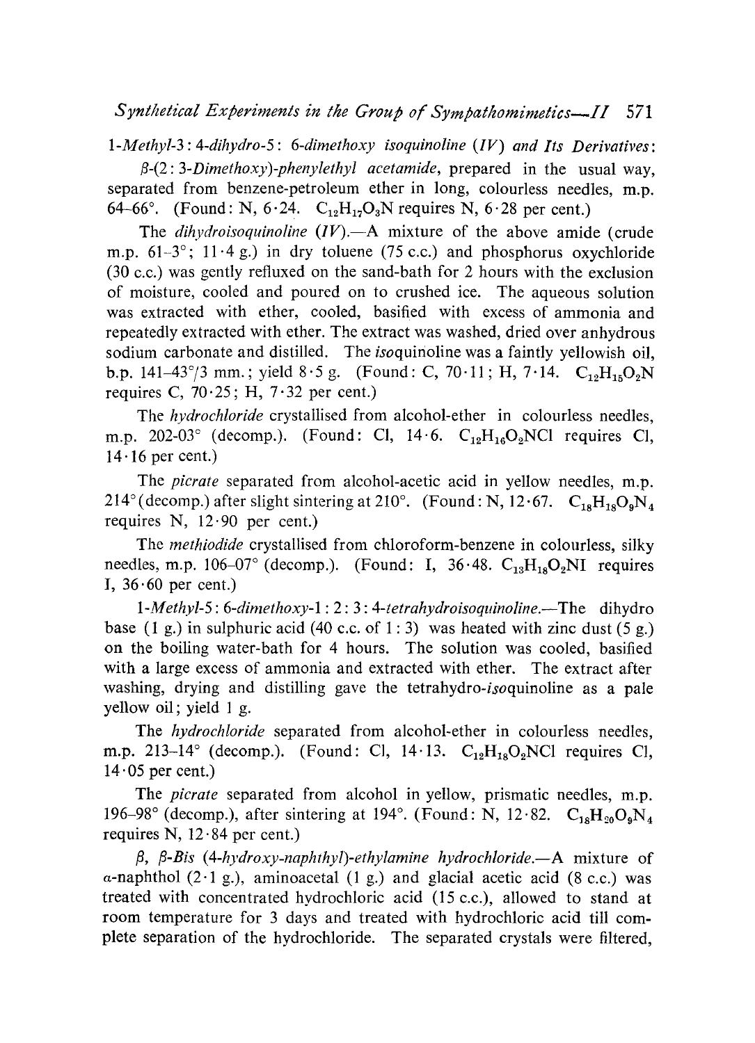1-*Methyl*-3 : 4-*dihydro*-5 : 6-*dimethoxy isoquinoline* (*IV*) *and Its Derivatives*:

β-(2 : 3-*Dimethoxy*)-*phenylethyl acetamide*, prepared in the usual way, separated from benzene-petroleum ether in long, colourless needles, m.p. 64–66°. (Found: N, 6·24. $C_{12}H_{17}O_3N$ requires N, 6·28 per cent.)

The *dihydroisoquinoline* (*IV*).—A mixture of the above amide (crude m.p. 61–3°; 11·4 g.) in dry toluene (75 c.c.) and phosphorus oxychloride (30 c.c.) was gently refluxed on the sand-bath for 2 hours with the exclusion of moisture, cooled and poured on to crushed ice. The aqueous solution was extracted with ether, cooled, basified with excess of ammonia and repeatedly extracted with ether. The extract was washed, dried over anhydrous sodium carbonate and distilled. The *iso*quinoline was a faintly yellowish oil, b.p. 141–43°/3 mm.; yield 8·5 g. (Found: C, 70·11; H, 7·14. $C_{12}H_{15}O_2N$ requires C, 70·25; H, 7·32 per cent.)

The *hydrochloride* crystallised from alcohol-ether in colourless needles, m.p. 202-03° (decomp.). (Found: Cl, 14·6. $C_{12}H_{16}O_2NCl$ requires Cl, 14·16 per cent.)

The *picrate* separated from alcohol-acetic acid in yellow needles, m.p. 214° (decomp.) after slight sintering at 210°. (Found: N, 12·67. $C_{18}H_{18}O_9N_4$ requires N, 12·90 per cent.)

The *methiodide* crystallised from chloroform-benzene in colourless, silky needles, m.p. 106–07° (decomp.). (Found: I, 36·48. $C_{13}H_{18}O_2NI$ requires I, 36·60 per cent.)

1-*Methyl*-5 : 6-*dimethoxy*-1 : 2 : 3 : 4-*tetrahydroisoquinoline*.—The dihydro base (1 g.) in sulphuric acid (40 c.c. of 1 : 3) was heated with zinc dust (5 g.) on the boiling water-bath for 4 hours. The solution was cooled, basified with a large excess of ammonia and extracted with ether. The extract after washing, drying and distilling gave the tetrahydro-*iso*quinoline as a pale yellow oil; yield 1 g.

The *hydrochloride* separated from alcohol-ether in colourless needles, m.p. 213–14° (decomp.). (Found: Cl, 14·13. $C_{12}H_{18}O_2NCl$ requires Cl, 14·05 per cent.)

The *picrate* separated from alcohol in yellow, prismatic needles, m.p. 196–98° (decomp.), after sintering at 194°. (Found: N, 12·82. $C_{18}H_{20}O_9N_4$ requires N, 12·84 per cent.)

β, β-*Bis* (4-*hydroxy-naphthyl*)-*ethylamine hydrochloride*.—A mixture of α-naphthol (2·1 g.), aminoacetal (1 g.) and glacial acetic acid (8 c.c.) was treated with concentrated hydrochloric acid (15 c.c.), allowed to stand at room temperature for 3 days and treated with hydrochloric acid till complete separation of the hydrochloride. The separated crystals were filtered,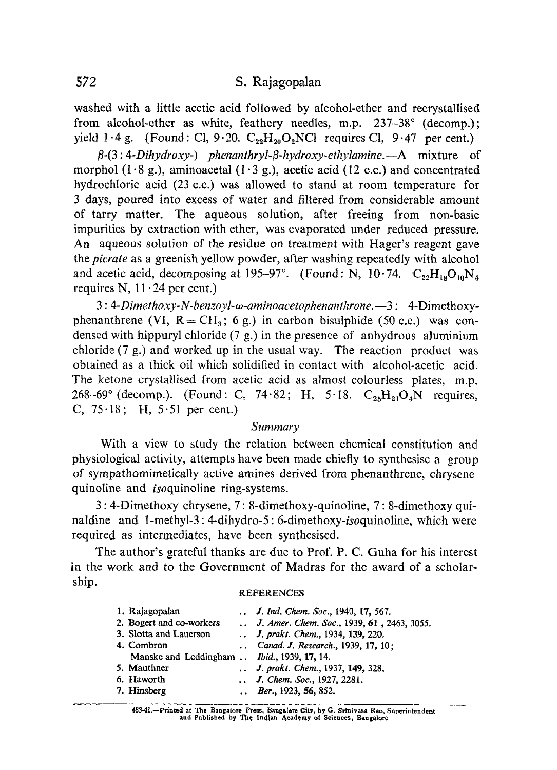washed with a little acetic acid followed by alcohol-ether and recrystallised from alcohol-ether as white, feathery needles, m.p. 237–38° (decomp.); yield 1·4 g. (Found: Cl, 9·20. $C_{22}H_{20}O_2NCl$ requires Cl, 9·47 per cent.)

*β-(3 : 4-Dihydroxy-) phenanthryl-β-hydroxy-ethylamine.*—A mixture of morphol (1·8 g.), aminoacetal (1·3 g.), acetic acid (12 c.c.) and concentrated hydrochloric acid (23 c.c.) was allowed to stand at room temperature for 3 days, poured into excess of water and filtered from considerable amount of tarry matter. The aqueous solution, after freeing from non-basic impurities by extraction with ether, was evaporated under reduced pressure. An aqueous solution of the residue on treatment with Hager's reagent gave the *picrate* as a greenish yellow powder, after washing repeatedly with alcohol and acetic acid, decomposing at 195–97°. (Found: N, 10·74. $C_{22}H_{18}O_{10}N_4$ requires N, 11·24 per cent.)

*3 : 4-Dimethoxy-N-benzoyl-ω-aminoacetophenanthrone.*—3 : 4-Dimethoxyphenanthrene (VI, R = $CH_3$; 6 g.) in carbon bisulphide (50 c.c.) was condensed with hippuryl chloride (7 g.) in the presence of anhydrous aluminium chloride (7 g.) and worked up in the usual way. The reaction product was obtained as a thick oil which solidified in contact with alcohol-acetic acid. The ketone crystallised from acetic acid as almost colourless plates, m.p. 268–69° (decomp.). (Found: C, 74·82; H, 5·18. $C_{25}H_{21}O_4N$ requires, C, 75·18; H, 5·51 per cent.)

## Summary

With a view to study the relation between chemical constitution and physiological activity, attempts have been made chiefly to synthesise a group of sympathomimetically active amines derived from phenanthrene, chrysene quinoline and *iso*quinoline ring-systems.

3 : 4-Dimethoxy chrysene, 7 : 8-dimethoxy-quinoline, 7 : 8-dimethoxy quinaldine and 1-methyl-3 : 4-dihydro-5 : 6-dimethoxy-*iso*quinoline, which were required as intermediates, have been synthesised.

The author's grateful thanks are due to Prof. P. C. Guha for his interest in the work and to the Government of Madras for the award of a scholarship.

## REFERENCES

1. Rajagopalan .. *J. Ind. Chem. Soc.*, 1940, **17**, 567.
2. Bogert and co-workers .. *J. Amer. Chem. Soc.*, 1939, **61**, 2463, 3055.
3. Slotta and Lauerson .. *J. prakt. Chem.*, 1934, **139**, 220.
4. Combron .. *Canad. J. Research.*, 1939, **17**, 10;
   Manske and Leddingham .. *Ibid.*, 1939, **17**, 14.
5. Mauthner .. *J. prakt. Chem.*, 1937, **149**, 328.
6. Haworth .. *J. Chem. Soc.*, 1927, 2281.
7. Hinsberg .. *Ber.*, 1923, **56**, 852.

483-41.—Printed at The Bangalore Press, Bangalore City, by G. Srinivasa Rao, Superintendent and Published by The Indian Academy of Sciences, Bangalore